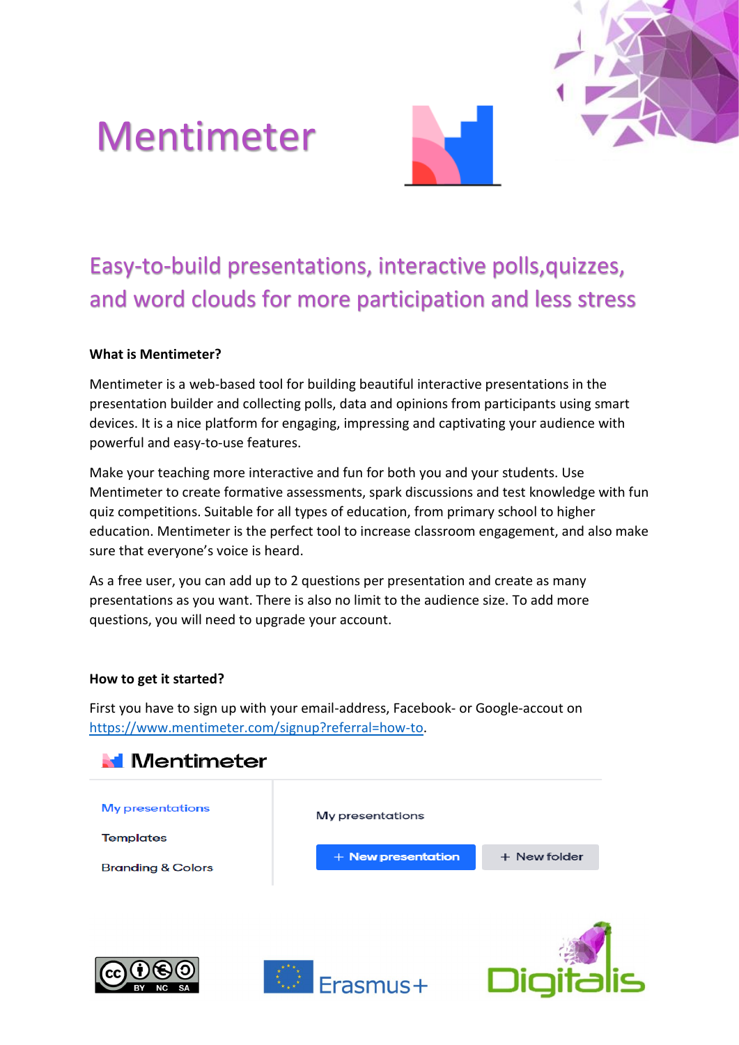# Mentimeter

## Easy-to-build presentations, interactive polls,quizzes, and word clouds for more participation and less stress

**What is Mentimeter?**

Mentimeter is a web-based tool for building beautiful interactive presentations in the presentation builder and collecting polls, data and opinions from participants using smart devices. It is a nice platform for engaging, impressing and captivating your audience with powerful and easy-to-use features.

Make your teaching more interactive and fun for both you and your students. Use Mentimeter to create formative assessments, spark discussions and test knowledge with fun quiz competitions. Suitable for all types of education, from primary school to higher education. Mentimeter is the perfect tool to increase classroom engagement, and also make sure that everyone's voice is heard.

As a free user, you can add up to 2 questions per presentation and create as many presentations as you want. There is also no limit to the audience size. To add more questions, you will need to upgrade your account.

**How to get it started?**

First you have to sign up with your email-address, Facebook- or Google-accout on https://www.mentimeter.com/signup?referral=how-to.

Mentimeter

My presentations
Templates
Branding & Colors

My presentations

+ New presentation   + New folder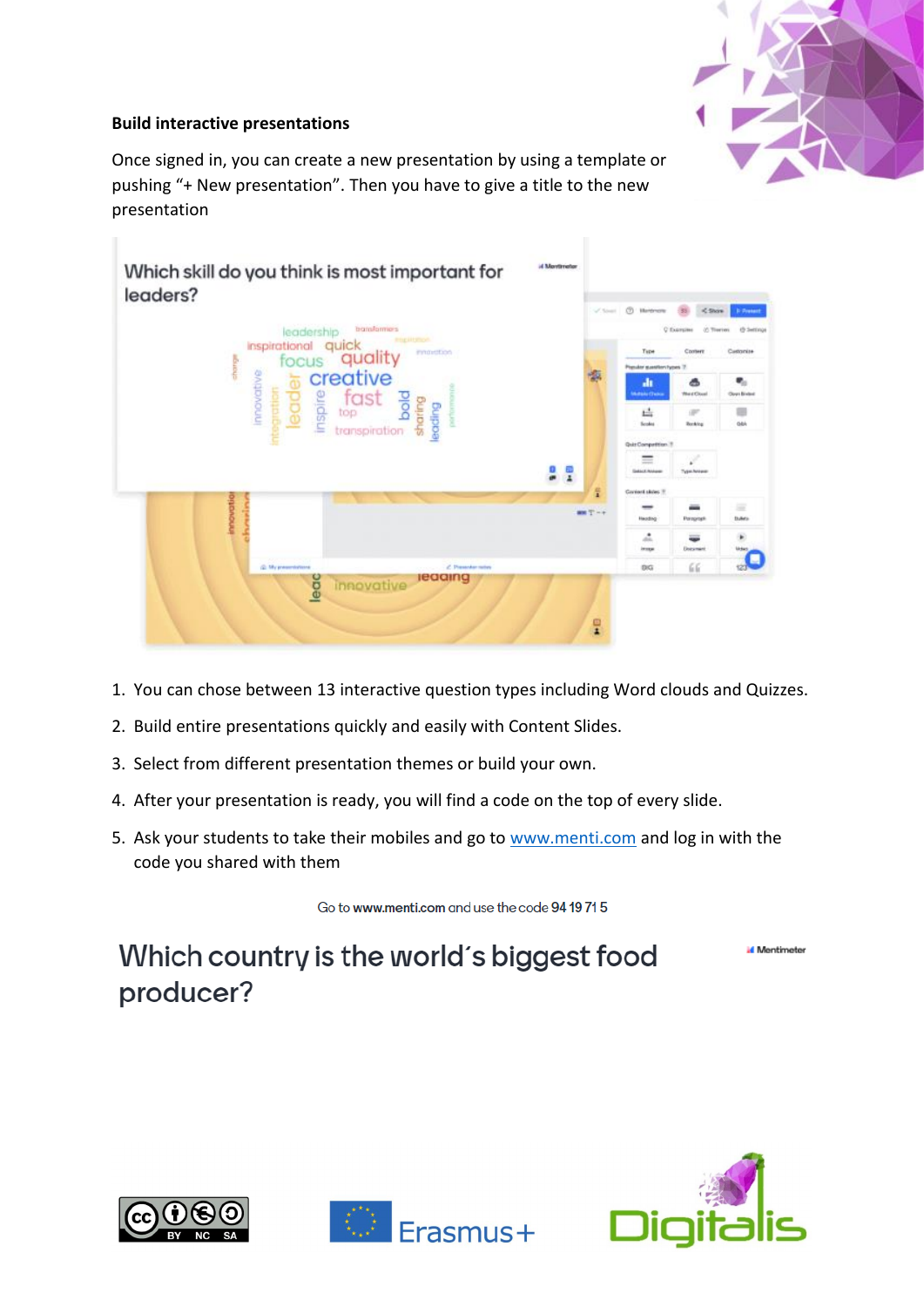**Build interactive presentations**

Once signed in, you can create a new presentation by using a template or pushing "+ New presentation". Then you have to give a title to the new presentation

1. You can chose between 13 interactive question types including Word clouds and Quizzes.
2. Build entire presentations quickly and easily with Content Slides.
3. Select from different presentation themes or build your own.
4. After your presentation is ready, you will find a code on the top of every slide.
5. Ask your students to take their mobiles and go to www.menti.com and log in with the code you shared with them

Go to **www.menti.com** and use the code **94 19 71 5**

Which country is the world´s biggest food producer?

Mentimeter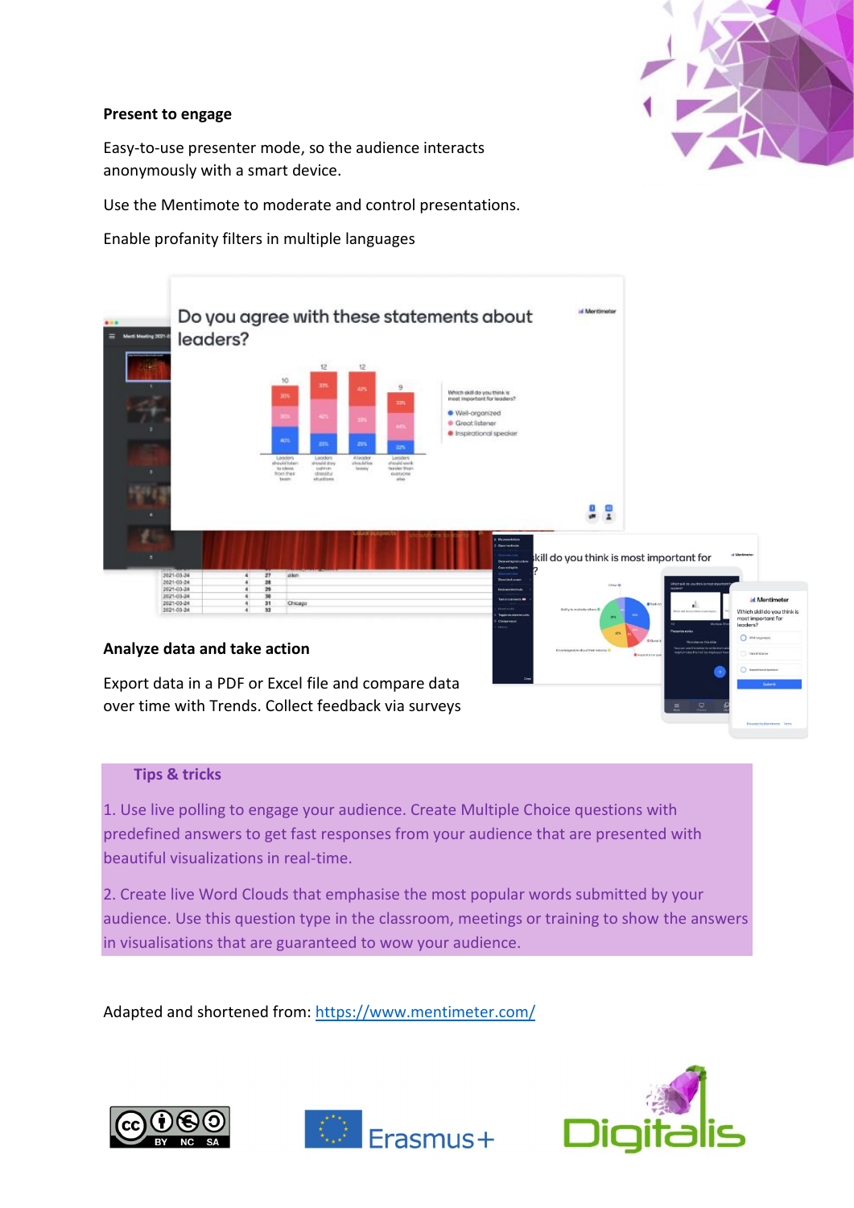**Present to engage**

Easy-to-use presenter mode, so the audience interacts anonymously with a smart device.

Use the Mentimote to moderate and control presentations.

Enable profanity filters in multiple languages

**Analyze data and take action**

Export data in a PDF or Excel file and compare data over time with Trends. Collect feedback via surveys

**Tips & tricks**

1. Use live polling to engage your audience. Create Multiple Choice questions with predefined answers to get fast responses from your audience that are presented with beautiful visualizations in real-time.

2. Create live Word Clouds that emphasise the most popular words submitted by your audience. Use this question type in the classroom, meetings or training to show the answers in visualisations that are guaranteed to wow your audience.

Adapted and shortened from: [https://www.mentimeter.com/](https://www.mentimeter.com/)